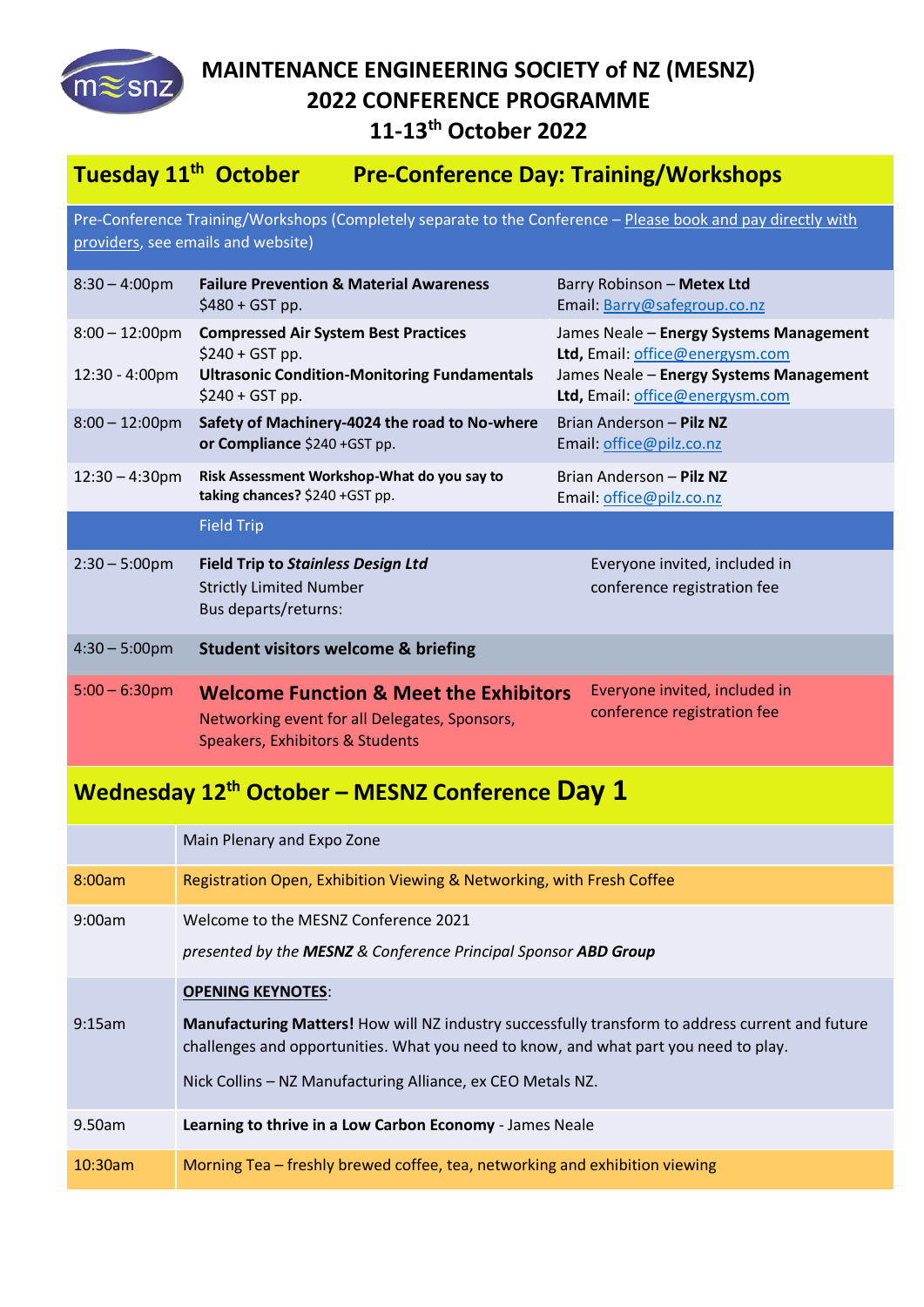# MAINTENANCE ENGINEERING SOCIETY of NZ (MESNZ)
# 2022 CONFERENCE PROGRAMME
# 11-13th October 2022

## Tuesday 11th October — Pre-Conference Day: Training/Workshops

Pre-Conference Training/Workshops (Completely separate to the Conference – Please book and pay directly with providers, see emails and website)

| Time | Session | Provider |
|---|---|---|
| 8:30 – 4:00pm | **Failure Prevention & Material Awareness** $480 + GST pp. | Barry Robinson – **Metex Ltd** Email: Barry@safegroup.co.nz |
| 8:00 – 12:00pm | **Compressed Air System Best Practices** $240 + GST pp. | James Neale – **Energy Systems Management Ltd,** Email: office@energysm.com |
| 12:30 - 4:00pm | **Ultrasonic Condition-Monitoring Fundamentals** $240 + GST pp. | James Neale – **Energy Systems Management Ltd,** Email: office@energysm.com |
| 8:00 – 12:00pm | **Safety of Machinery-4024 the road to No-where or Compliance** $240 +GST pp. | Brian Anderson – **Pilz NZ** Email: office@pilz.co.nz |
| 12:30 – 4:30pm | **Risk Assessment Workshop-What do you say to taking chances?** $240 +GST pp. | Brian Anderson – **Pilz NZ** Email: office@pilz.co.nz |
| | Field Trip | |
| 2:30 – 5:00pm | **Field Trip to *Stainless Design Ltd*** Strictly Limited Number Bus departs/returns: | Everyone invited, included in conference registration fee |
| 4:30 – 5:00pm | **Student visitors welcome & briefing** | |
| 5:00 – 6:30pm | **Welcome Function & Meet the Exhibitors** Networking event for all Delegates, Sponsors, Speakers, Exhibitors & Students | Everyone invited, included in conference registration fee |

## Wednesday 12th October – MESNZ Conference Day 1

| Time | Main Plenary and Expo Zone |
|---|---|
| 8:00am | Registration Open, Exhibition Viewing & Networking, with Fresh Coffee |
| 9:00am | Welcome to the MESNZ Conference 2021<br>*presented by the **MESNZ** & Conference Principal Sponsor **ABD Group*** |
| 9:15am | **OPENING KEYNOTES**:<br>**Manufacturing Matters!** How will NZ industry successfully transform to address current and future challenges and opportunities. What you need to know, and what part you need to play.<br>Nick Collins – NZ Manufacturing Alliance, ex CEO Metals NZ. |
| 9.50am | **Learning to thrive in a Low Carbon Economy** - James Neale |
| 10:30am | Morning Tea – freshly brewed coffee, tea, networking and exhibition viewing |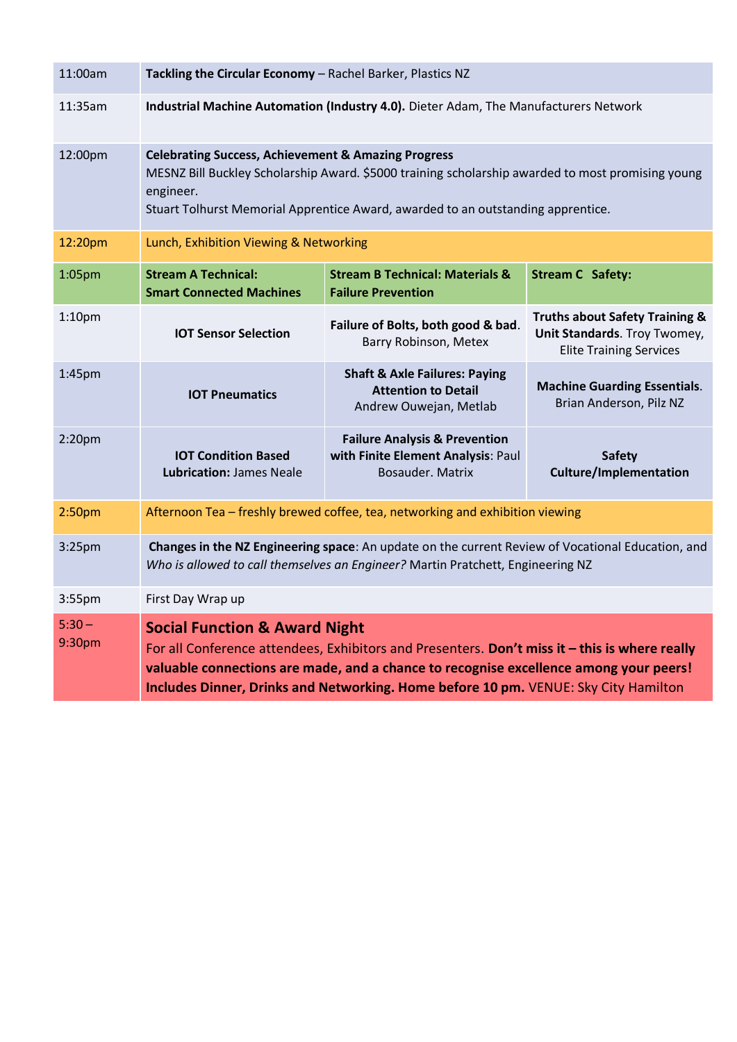| | | | |
|---|---|---|---|
| 11:00am | **Tackling the Circular Economy** – Rachel Barker, Plastics NZ | | |
| 11:35am | **Industrial Machine Automation (Industry 4.0).** Dieter Adam, The Manufacturers Network | | |
| 12:00pm | **Celebrating Success, Achievement & Amazing Progress**<br>MESNZ Bill Buckley Scholarship Award. $5000 training scholarship awarded to most promising young engineer.<br>Stuart Tolhurst Memorial Apprentice Award, awarded to an outstanding apprentice. | | |
| 12:20pm | Lunch, Exhibition Viewing & Networking | | |
| 1:05pm | **Stream A Technical: Smart Connected Machines** | **Stream B Technical: Materials & Failure Prevention** | **Stream C Safety:** |
| 1:10pm | **IOT Sensor Selection** | **Failure of Bolts, both good & bad**. Barry Robinson, Metex | **Truths about Safety Training & Unit Standards**. Troy Twomey, Elite Training Services |
| 1:45pm | **IOT Pneumatics** | **Shaft & Axle Failures: Paying Attention to Detail** Andrew Ouwejan, Metlab | **Machine Guarding Essentials**. Brian Anderson, Pilz NZ |
| 2:20pm | **IOT Condition Based Lubrication:** James Neale | **Failure Analysis & Prevention with Finite Element Analysis**: Paul Bosauder. Matrix | **Safety Culture/Implementation** |
| 2:50pm | Afternoon Tea – freshly brewed coffee, tea, networking and exhibition viewing | | |
| 3:25pm | **Changes in the NZ Engineering space**: An update on the current Review of Vocational Education, and *Who is allowed to call themselves an Engineer?* Martin Pratchett, Engineering NZ | | |
| 3:55pm | First Day Wrap up | | |
| 5:30 – 9:30pm | **Social Function & Award Night**<br>For all Conference attendees, Exhibitors and Presenters. **Don't miss it – this is where really valuable connections are made, and a chance to recognise excellence among your peers! Includes Dinner, Drinks and Networking. Home before 10 pm.** VENUE: Sky City Hamilton | | |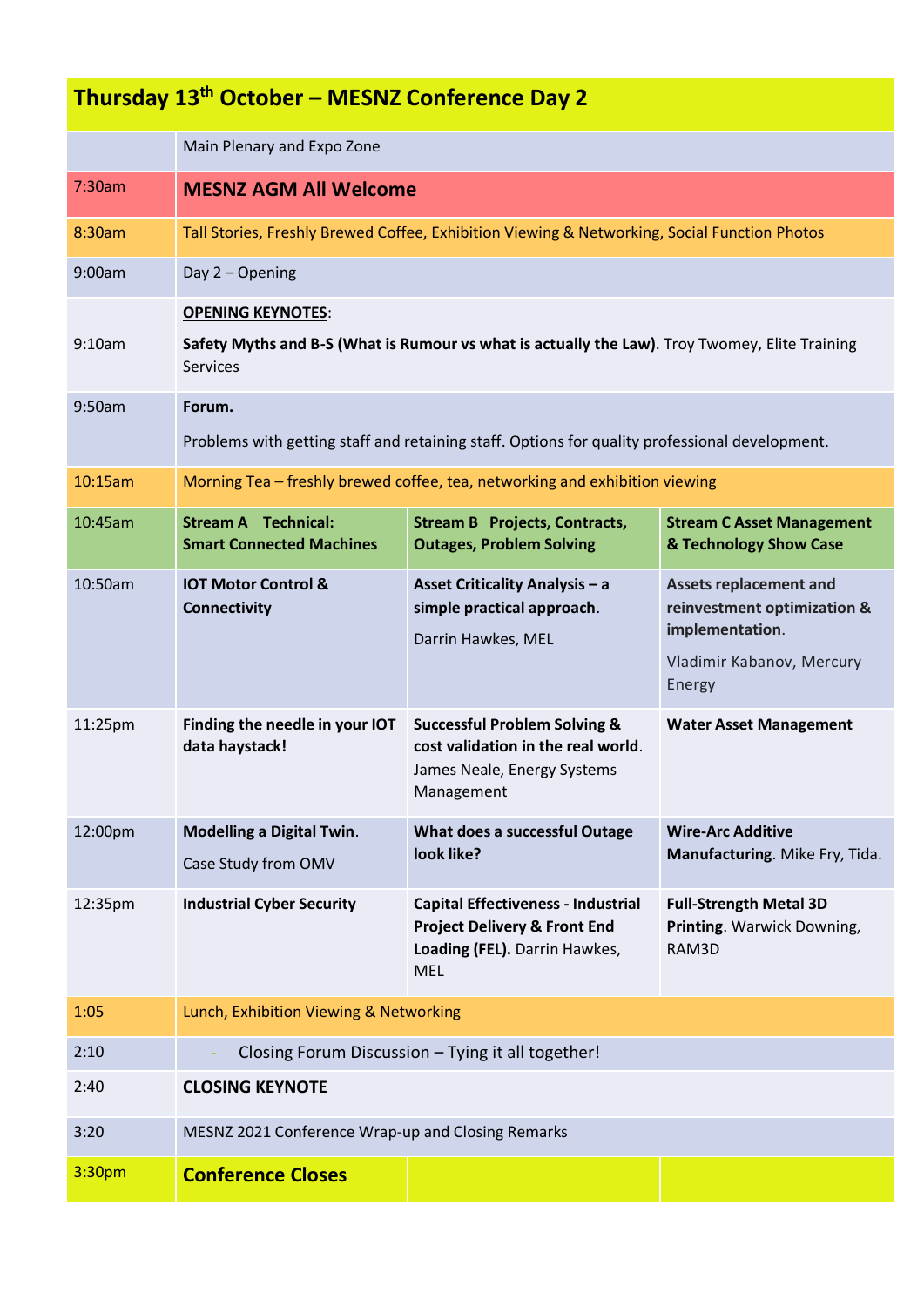| Thursday 13th October – MESNZ Conference Day 2 | | | |
|---|---|---|---|
| | Main Plenary and Expo Zone | | |
| 7:30am | **MESNZ AGM All Welcome** | | |
| 8:30am | Tall Stories, Freshly Brewed Coffee, Exhibition Viewing & Networking, Social Function Photos | | |
| 9:00am | Day 2 – Opening | | |
| 9:10am | **OPENING KEYNOTES**: **Safety Myths and B-S (What is Rumour vs what is actually the Law)**. Troy Twomey, Elite Training Services | | |
| 9:50am | **Forum.** Problems with getting staff and retaining staff. Options for quality professional development. | | |
| 10:15am | Morning Tea – freshly brewed coffee, tea, networking and exhibition viewing | | |
| 10:45am | **Stream A Technical: Smart Connected Machines** | **Stream B Projects, Contracts, Outages, Problem Solving** | **Stream C Asset Management & Technology Show Case** |
| 10:50am | **IOT Motor Control & Connectivity** | **Asset Criticality Analysis – a simple practical approach**. Darrin Hawkes, MEL | **Assets replacement and reinvestment optimization & implementation**. Vladimir Kabanov, Mercury Energy |
| 11:25pm | **Finding the needle in your IOT data haystack!** | **Successful Problem Solving & cost validation in the real world**. James Neale, Energy Systems Management | **Water Asset Management** |
| 12:00pm | **Modelling a Digital Twin**. Case Study from OMV | **What does a successful Outage look like?** | **Wire-Arc Additive Manufacturing**. Mike Fry, Tida. |
| 12:35pm | **Industrial Cyber Security** | **Capital Effectiveness - Industrial Project Delivery & Front End Loading (FEL).** Darrin Hawkes, MEL | **Full-Strength Metal 3D Printing**. Warwick Downing, RAM3D |
| 1:05 | Lunch, Exhibition Viewing & Networking | | |
| 2:10 | - Closing Forum Discussion – Tying it all together! | | |
| 2:40 | **CLOSING KEYNOTE** | | |
| 3:20 | MESNZ 2021 Conference Wrap-up and Closing Remarks | | |
| 3:30pm | **Conference Closes** | | |